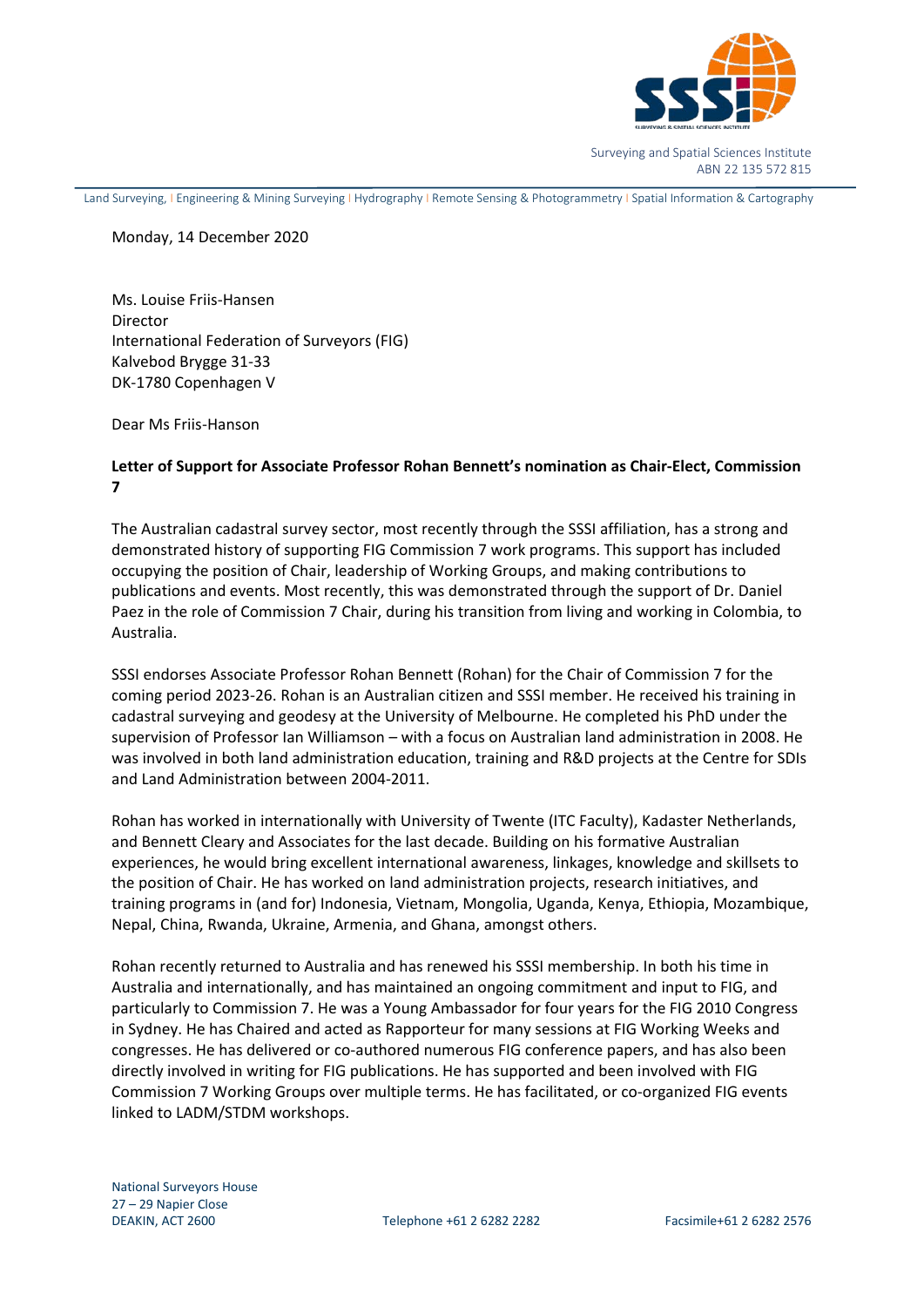Surveying and Spatial Sciences Institute
ABN 22 135 572 815

Land Surveying, | Engineering & Mining Surveying | Hydrography | Remote Sensing & Photogrammetry | Spatial Information & Cartography

Monday, 14 December 2020

Ms. Louise Friis-Hansen
Director
International Federation of Surveyors (FIG)
Kalvebod Brygge 31-33
DK-1780 Copenhagen V

Dear Ms Friis-Hanson

**Letter of Support for Associate Professor Rohan Bennett's nomination as Chair-Elect, Commission 7**

The Australian cadastral survey sector, most recently through the SSSI affiliation, has a strong and demonstrated history of supporting FIG Commission 7 work programs. This support has included occupying the position of Chair, leadership of Working Groups, and making contributions to publications and events. Most recently, this was demonstrated through the support of Dr. Daniel Paez in the role of Commission 7 Chair, during his transition from living and working in Colombia, to Australia.

SSSI endorses Associate Professor Rohan Bennett (Rohan) for the Chair of Commission 7 for the coming period 2023-26. Rohan is an Australian citizen and SSSI member. He received his training in cadastral surveying and geodesy at the University of Melbourne. He completed his PhD under the supervision of Professor Ian Williamson – with a focus on Australian land administration in 2008. He was involved in both land administration education, training and R&D projects at the Centre for SDIs and Land Administration between 2004-2011.

Rohan has worked in internationally with University of Twente (ITC Faculty), Kadaster Netherlands, and Bennett Cleary and Associates for the last decade. Building on his formative Australian experiences, he would bring excellent international awareness, linkages, knowledge and skillsets to the position of Chair. He has worked on land administration projects, research initiatives, and training programs in (and for) Indonesia, Vietnam, Mongolia, Uganda, Kenya, Ethiopia, Mozambique, Nepal, China, Rwanda, Ukraine, Armenia, and Ghana, amongst others.

Rohan recently returned to Australia and has renewed his SSSI membership. In both his time in Australia and internationally, and has maintained an ongoing commitment and input to FIG, and particularly to Commission 7. He was a Young Ambassador for four years for the FIG 2010 Congress in Sydney. He has Chaired and acted as Rapporteur for many sessions at FIG Working Weeks and congresses. He has delivered or co-authored numerous FIG conference papers, and has also been directly involved in writing for FIG publications. He has supported and been involved with FIG Commission 7 Working Groups over multiple terms. He has facilitated, or co-organized FIG events linked to LADM/STDM workshops.

National Surveyors House
27 – 29 Napier Close
DEAKIN, ACT 2600

Telephone +61 2 6282 2282

Facsimile+61 2 6282 2576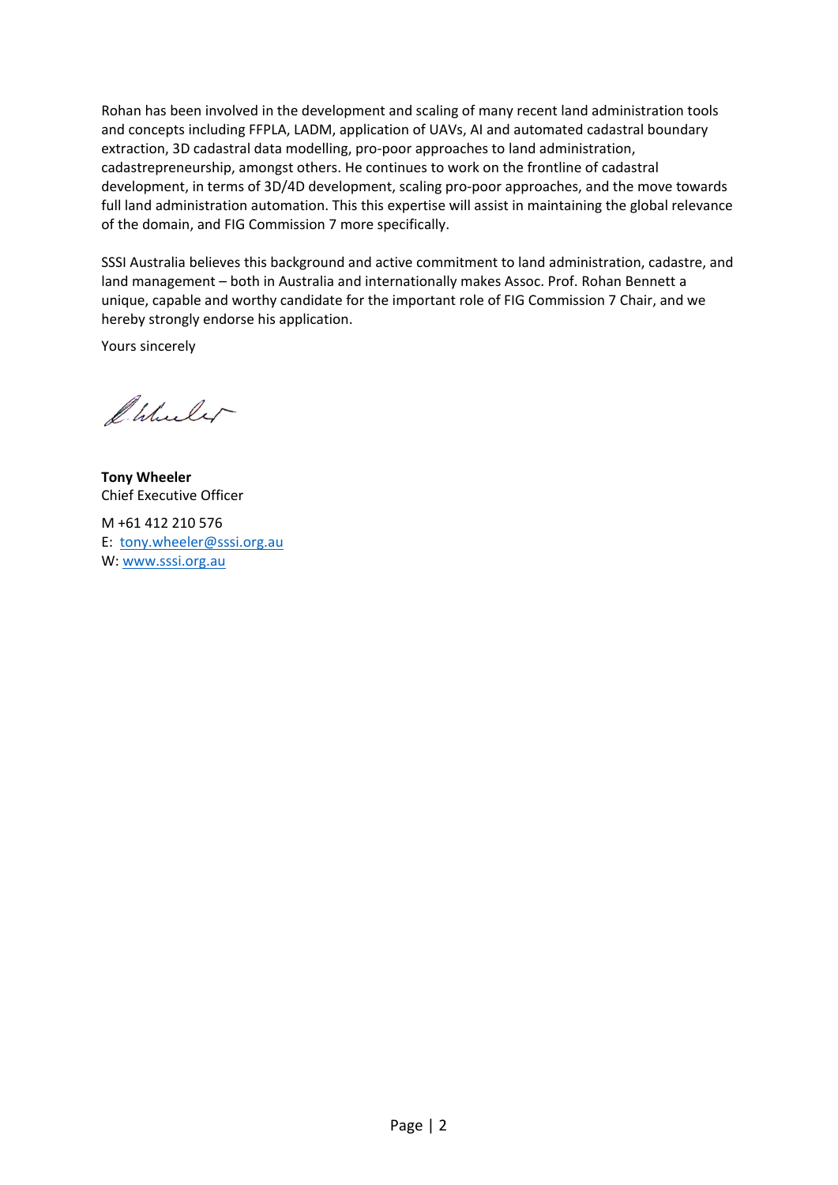Rohan has been involved in the development and scaling of many recent land administration tools and concepts including FFPLA, LADM, application of UAVs, AI and automated cadastral boundary extraction, 3D cadastral data modelling, pro-poor approaches to land administration, cadastrepreneurship, amongst others. He continues to work on the frontline of cadastral development, in terms of 3D/4D development, scaling pro-poor approaches, and the move towards full land administration automation. This this expertise will assist in maintaining the global relevance of the domain, and FIG Commission 7 more specifically.

SSSI Australia believes this background and active commitment to land administration, cadastre, and land management – both in Australia and internationally makes Assoc. Prof. Rohan Bennett a unique, capable and worthy candidate for the important role of FIG Commission 7 Chair, and we hereby strongly endorse his application.

Yours sincerely

**Tony Wheeler**
Chief Executive Officer

M +61 412 210 576
E: tony.wheeler@sssi.org.au
W: www.sssi.org.au